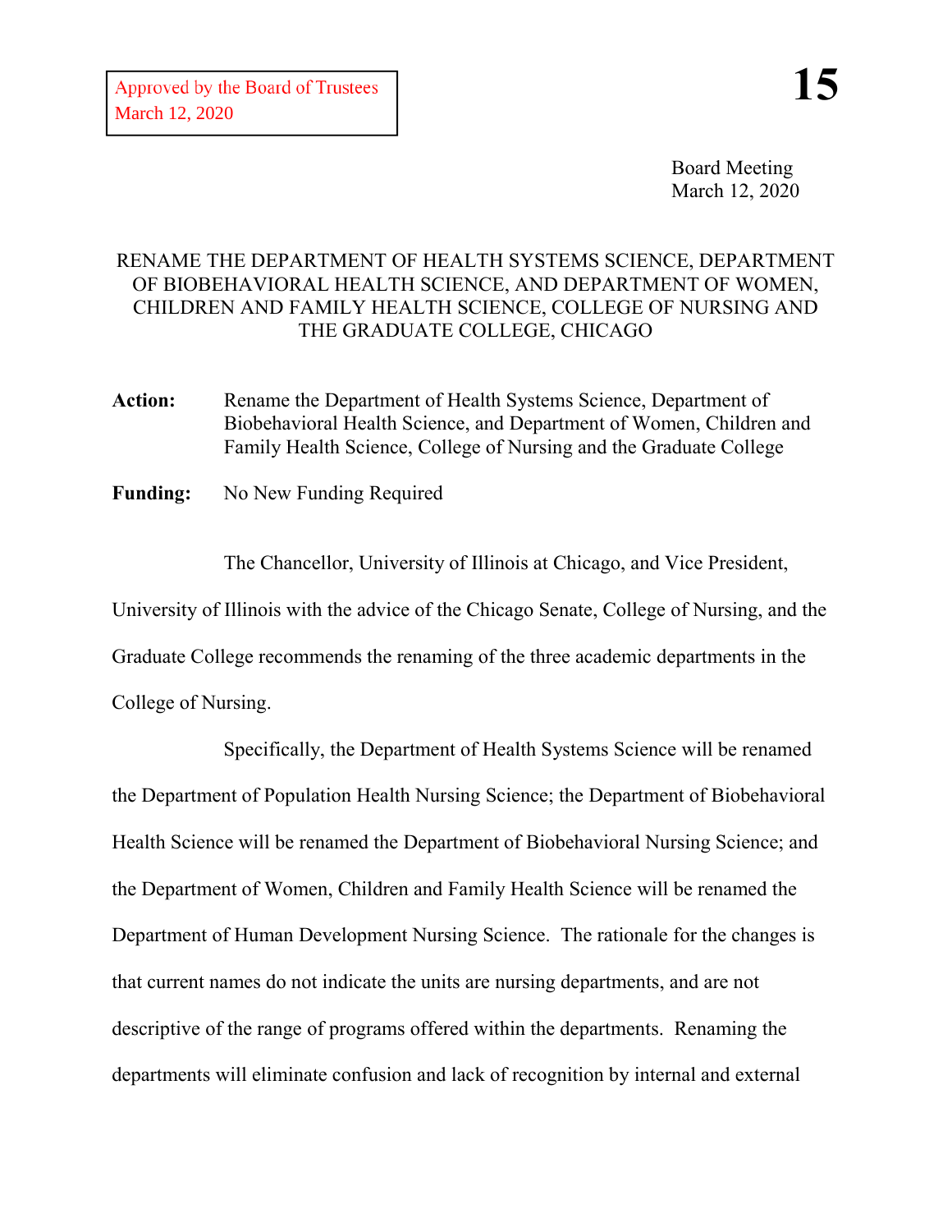Approved by the Board of Trustees
March 12, 2020

**15**

Board Meeting
March 12, 2020

# RENAME THE DEPARTMENT OF HEALTH SYSTEMS SCIENCE, DEPARTMENT OF BIOBEHAVIORAL HEALTH SCIENCE, AND DEPARTMENT OF WOMEN, CHILDREN AND FAMILY HEALTH SCIENCE, COLLEGE OF NURSING AND THE GRADUATE COLLEGE, CHICAGO

**Action:** Rename the Department of Health Systems Science, Department of Biobehavioral Health Science, and Department of Women, Children and Family Health Science, College of Nursing and the Graduate College

**Funding:** No New Funding Required

The Chancellor, University of Illinois at Chicago, and Vice President, University of Illinois with the advice of the Chicago Senate, College of Nursing, and the Graduate College recommends the renaming of the three academic departments in the College of Nursing.

Specifically, the Department of Health Systems Science will be renamed the Department of Population Health Nursing Science; the Department of Biobehavioral Health Science will be renamed the Department of Biobehavioral Nursing Science; and the Department of Women, Children and Family Health Science will be renamed the Department of Human Development Nursing Science. The rationale for the changes is that current names do not indicate the units are nursing departments, and are not descriptive of the range of programs offered within the departments. Renaming the departments will eliminate confusion and lack of recognition by internal and external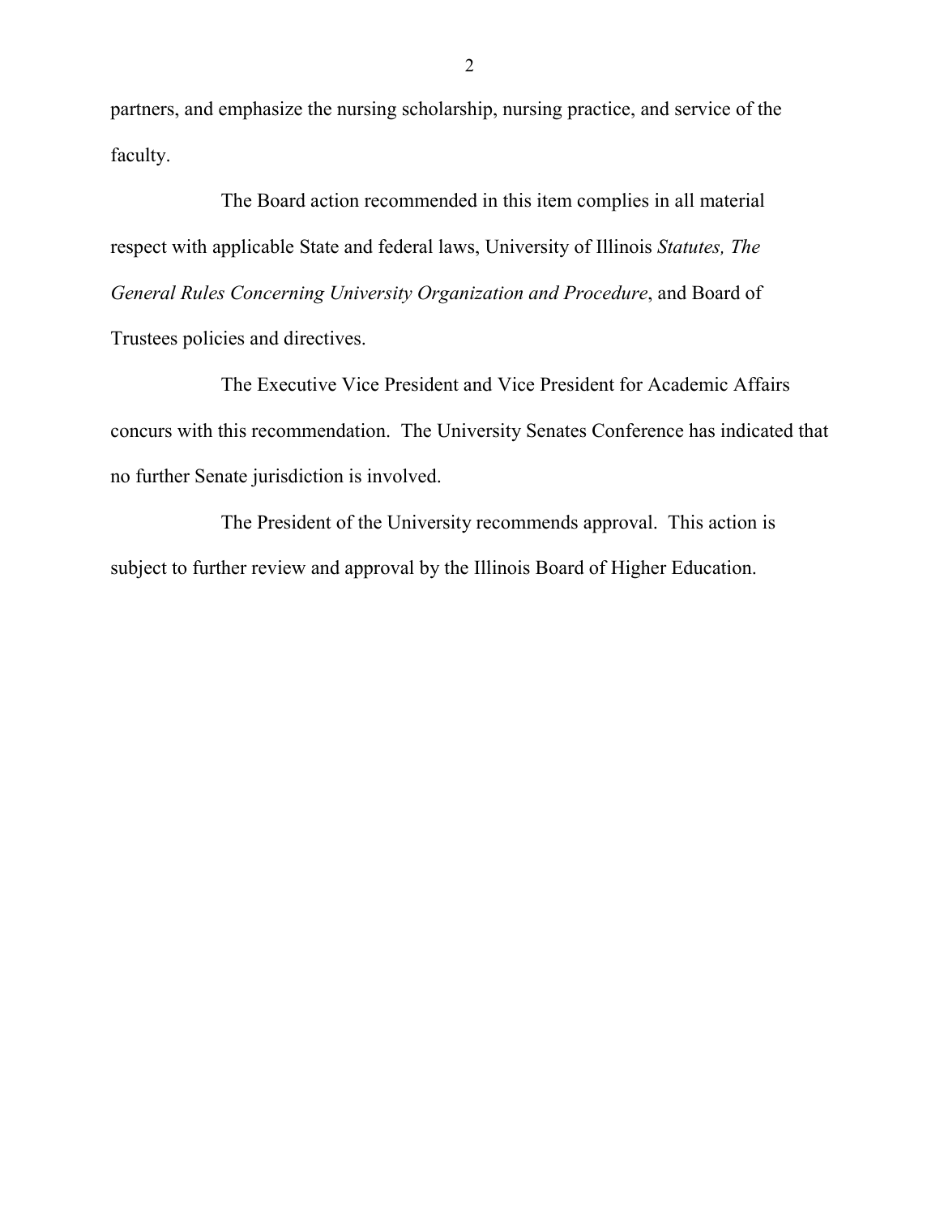partners, and emphasize the nursing scholarship, nursing practice, and service of the faculty.

The Board action recommended in this item complies in all material respect with applicable State and federal laws, University of Illinois *Statutes, The General Rules Concerning University Organization and Procedure*, and Board of Trustees policies and directives.

The Executive Vice President and Vice President for Academic Affairs concurs with this recommendation. The University Senates Conference has indicated that no further Senate jurisdiction is involved.

The President of the University recommends approval. This action is subject to further review and approval by the Illinois Board of Higher Education.